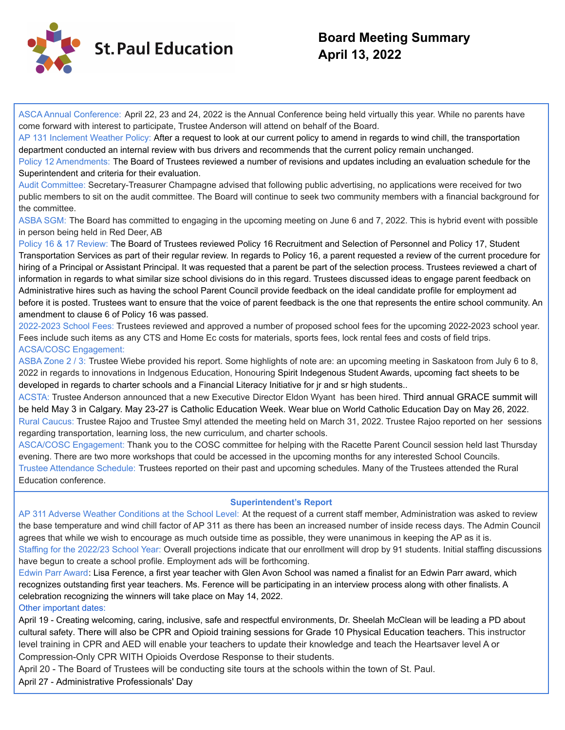St. Paul Education

# Board Meeting Summary
# April 13, 2022

ASCA Annual Conference: April 22, 23 and 24, 2022 is the Annual Conference being held virtually this year. While no parents have come forward with interest to participate, Trustee Anderson will attend on behalf of the Board.
AP 131 Inclement Weather Policy: After a request to look at our current policy to amend in regards to wind chill, the transportation department conducted an internal review with bus drivers and recommends that the current policy remain unchanged.
Policy 12 Amendments: The Board of Trustees reviewed a number of revisions and updates including an evaluation schedule for the Superintendent and criteria for their evaluation.
Audit Committee: Secretary-Treasurer Champagne advised that following public advertising, no applications were received for two public members to sit on the audit committee. The Board will continue to seek two community members with a financial background for the committee.
ASBA SGM: The Board has committed to engaging in the upcoming meeting on June 6 and 7, 2022. This is hybrid event with possible in person being held in Red Deer, AB
Policy 16 & 17 Review: The Board of Trustees reviewed Policy 16 Recruitment and Selection of Personnel and Policy 17, Student Transportation Services as part of their regular review. In regards to Policy 16, a parent requested a review of the current procedure for hiring of a Principal or Assistant Principal. It was requested that a parent be part of the selection process. Trustees reviewed a chart of information in regards to what similar size school divisions do in this regard. Trustees discussed ideas to engage parent feedback on Administrative hires such as having the school Parent Council provide feedback on the ideal candidate profile for employment ad before it is posted. Trustees want to ensure that the voice of parent feedback is the one that represents the entire school community. An amendment to clause 6 of Policy 16 was passed.
2022-2023 School Fees: Trustees reviewed and approved a number of proposed school fees for the upcoming 2022-2023 school year. Fees include such items as any CTS and Home Ec costs for materials, sports fees, lock rental fees and costs of field trips.
ACSA/COSC Engagement:
ASBA Zone 2 / 3: Trustee Wiebe provided his report. Some highlights of note are: an upcoming meeting in Saskatoon from July 6 to 8, 2022 in regards to innovations in Indgenous Education, Honouring Spirit Indegenous Student Awards, upcoming fact sheets to be developed in regards to charter schools and a Financial Literacy Initiative for jr and sr high students..
ACSTA: Trustee Anderson announced that a new Executive Director Eldon Wyant has been hired. Third annual GRACE summit will be held May 3 in Calgary. May 23-27 is Catholic Education Week. Wear blue on World Catholic Education Day on May 26, 2022.
Rural Caucus: Trustee Rajoo and Trustee Smyl attended the meeting held on March 31, 2022. Trustee Rajoo reported on her sessions regarding transportation, learning loss, the new curriculum, and charter schools.
ASCA/COSC Engagement: Thank you to the COSC committee for helping with the Racette Parent Council session held last Thursday evening. There are two more workshops that could be accessed in the upcoming months for any interested School Councils.
Trustee Attendance Schedule: Trustees reported on their past and upcoming schedules. Many of the Trustees attended the Rural Education conference.

## Superintendent's Report

AP 311 Adverse Weather Conditions at the School Level: At the request of a current staff member, Administration was asked to review the base temperature and wind chill factor of AP 311 as there has been an increased number of inside recess days. The Admin Council agrees that while we wish to encourage as much outside time as possible, they were unanimous in keeping the AP as it is.
Staffing for the 2022/23 School Year: Overall projections indicate that our enrollment will drop by 91 students. Initial staffing discussions have begun to create a school profile. Employment ads will be forthcoming.
Edwin Parr Award: Lisa Ference, a first year teacher with Glen Avon School was named a finalist for an Edwin Parr award, which recognizes outstanding first year teachers. Ms. Ference will be participating in an interview process along with other finalists. A celebration recognizing the winners will take place on May 14, 2022.
Other important dates:
April 19 - Creating welcoming, caring, inclusive, safe and respectful environments, Dr. Sheelah McClean will be leading a PD about cultural safety. There will also be CPR and Opioid training sessions for Grade 10 Physical Education teachers. This instructor level training in CPR and AED will enable your teachers to update their knowledge and teach the Heartsaver level A or Compression-Only CPR WITH Opioids Overdose Response to their students.
April 20 - The Board of Trustees will be conducting site tours at the schools within the town of St. Paul.
April 27 - Administrative Professionals' Day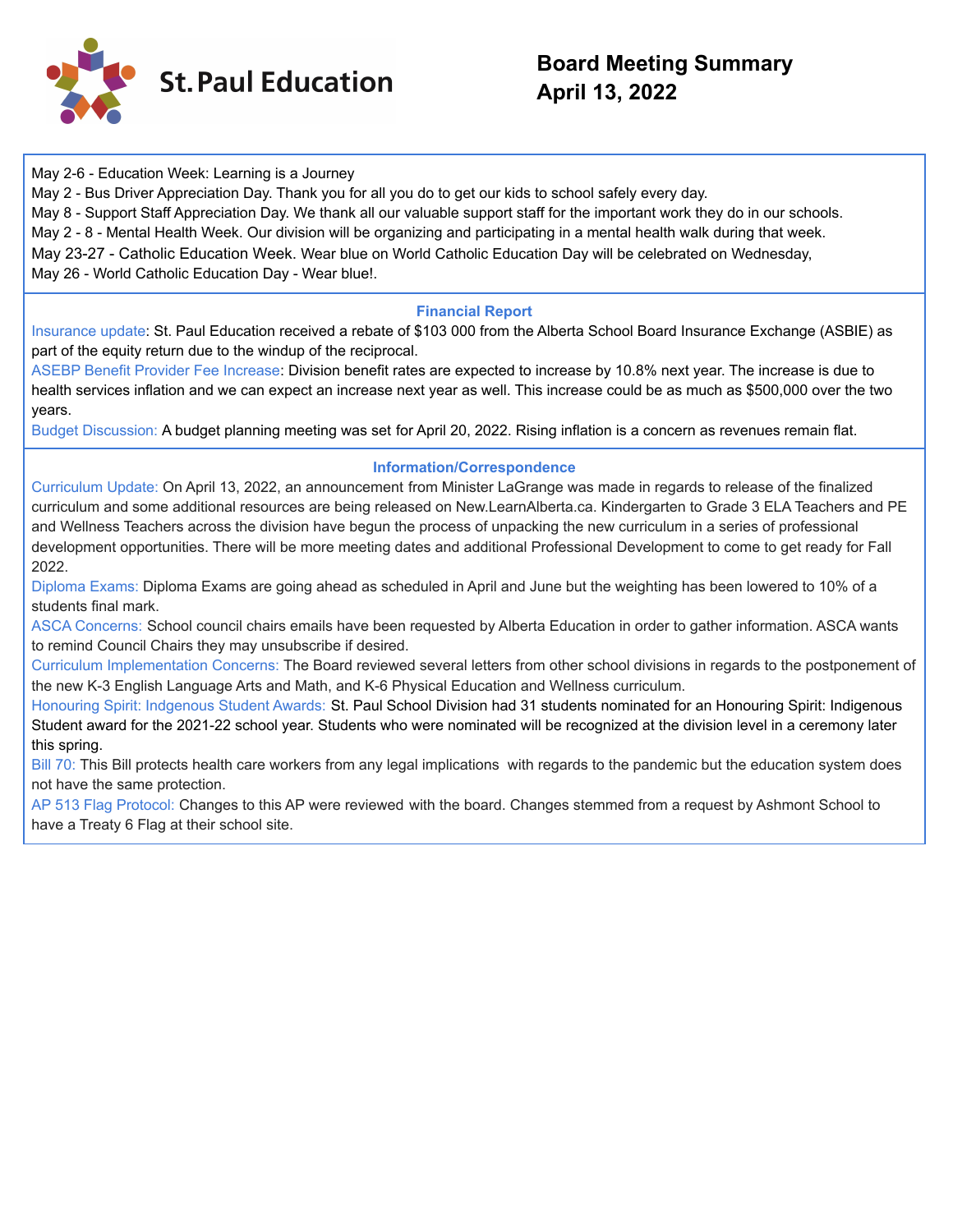St. Paul Education

# Board Meeting Summary
# April 13, 2022

May 2-6 - Education Week: Learning is a Journey
May 2 - Bus Driver Appreciation Day. Thank you for all you do to get our kids to school safely every day.
May 8 - Support Staff Appreciation Day. We thank all our valuable support staff for the important work they do in our schools.
May 2 - 8 - Mental Health Week. Our division will be organizing and participating in a mental health walk during that week.
May 23-27 - Catholic Education Week. Wear blue on World Catholic Education Day will be celebrated on Wednesday,
May 26 - World Catholic Education Day - Wear blue!.

## Financial Report

Insurance update: St. Paul Education received a rebate of $103 000 from the Alberta School Board Insurance Exchange (ASBIE) as part of the equity return due to the windup of the reciprocal.
ASEBP Benefit Provider Fee Increase: Division benefit rates are expected to increase by 10.8% next year. The increase is due to health services inflation and we can expect an increase next year as well. This increase could be as much as $500,000 over the two years.
Budget Discussion: A budget planning meeting was set for April 20, 2022. Rising inflation is a concern as revenues remain flat.

## Information/Correspondence

Curriculum Update: On April 13, 2022, an announcement from Minister LaGrange was made in regards to release of the finalized curriculum and some additional resources are being released on New.LearnAlberta.ca. Kindergarten to Grade 3 ELA Teachers and PE and Wellness Teachers across the division have begun the process of unpacking the new curriculum in a series of professional development opportunities. There will be more meeting dates and additional Professional Development to come to get ready for Fall 2022.
Diploma Exams: Diploma Exams are going ahead as scheduled in April and June but the weighting has been lowered to 10% of a students final mark.
ASCA Concerns: School council chairs emails have been requested by Alberta Education in order to gather information. ASCA wants to remind Council Chairs they may unsubscribe if desired.
Curriculum Implementation Concerns: The Board reviewed several letters from other school divisions in regards to the postponement of the new K-3 English Language Arts and Math, and K-6 Physical Education and Wellness curriculum.
Honouring Spirit: Indgenous Student Awards: St. Paul School Division had 31 students nominated for an Honouring Spirit: Indigenous Student award for the 2021-22 school year. Students who were nominated will be recognized at the division level in a ceremony later this spring.
Bill 70: This Bill protects health care workers from any legal implications with regards to the pandemic but the education system does not have the same protection.
AP 513 Flag Protocol: Changes to this AP were reviewed with the board. Changes stemmed from a request by Ashmont School to have a Treaty 6 Flag at their school site.